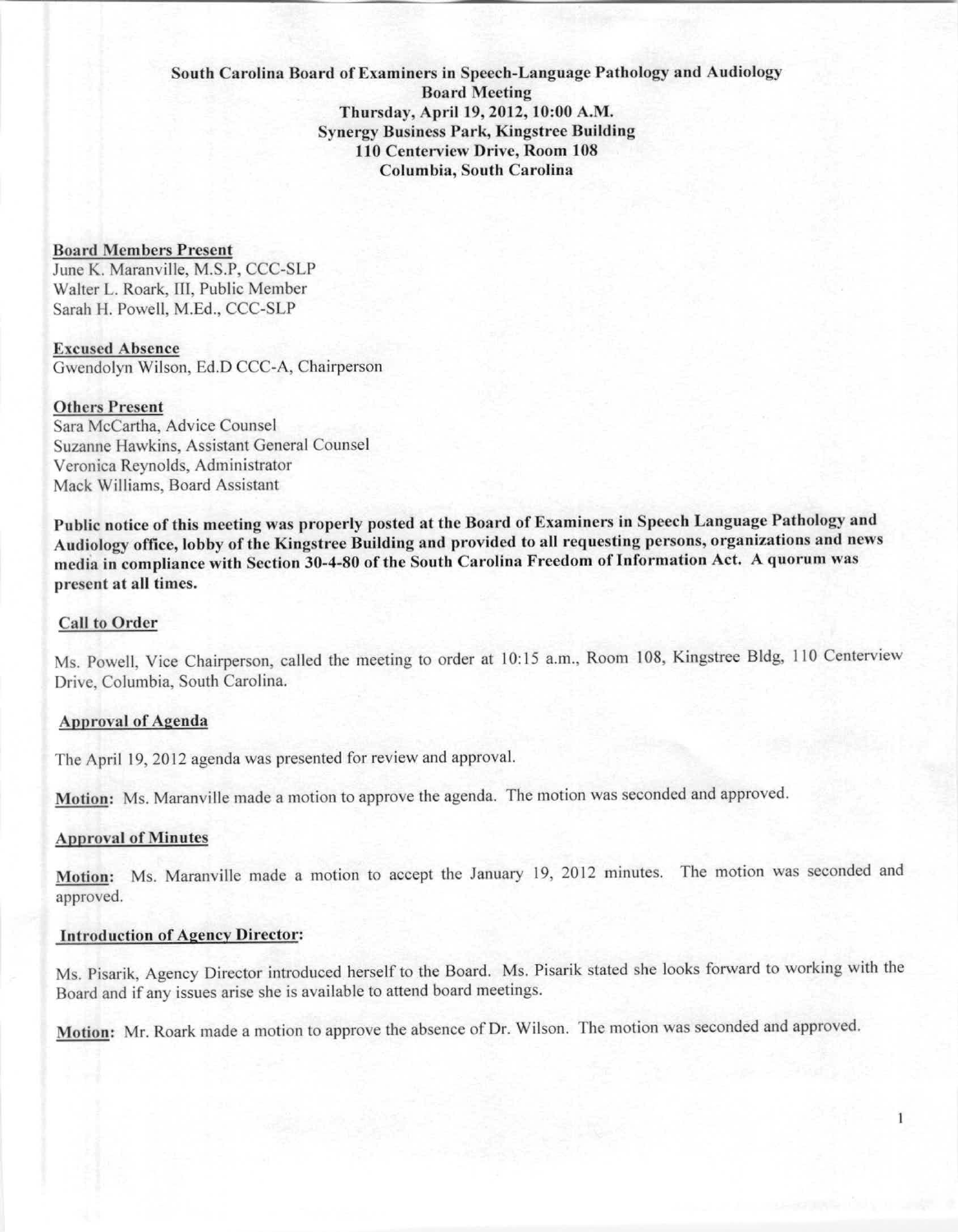**South Carolina Board of Examiners in Speech-Language Pathology and Audiology**
**Board Meeting**
**Thursday, April 19, 2012, 10:00 A.M.**
**Synergy Business Park, Kingstree Building**
**110 Centerview Drive, Room 108**
**Columbia, South Carolina**

**Board Members Present**
June K. Maranville, M.S.P, CCC-SLP
Walter L. Roark, III, Public Member
Sarah H. Powell, M.Ed., CCC-SLP

**Excused Absence**
Gwendolyn Wilson, Ed.D CCC-A, Chairperson

**Others Present**
Sara McCartha, Advice Counsel
Suzanne Hawkins, Assistant General Counsel
Veronica Reynolds, Administrator
Mack Williams, Board Assistant

**Public notice of this meeting was properly posted at the Board of Examiners in Speech Language Pathology and Audiology office, lobby of the Kingstree Building and provided to all requesting persons, organizations and news media in compliance with Section 30-4-80 of the South Carolina Freedom of Information Act. A quorum was present at all times.**

**Call to Order**

Ms. Powell, Vice Chairperson, called the meeting to order at 10:15 a.m., Room 108, Kingstree Bldg, 110 Centerview Drive, Columbia, South Carolina.

**Approval of Agenda**

The April 19, 2012 agenda was presented for review and approval.

**Motion:** Ms. Maranville made a motion to approve the agenda. The motion was seconded and approved.

**Approval of Minutes**

**Motion:** Ms. Maranville made a motion to accept the January 19, 2012 minutes. The motion was seconded and approved.

**Introduction of Agency Director:**

Ms. Pisarik, Agency Director introduced herself to the Board. Ms. Pisarik stated she looks forward to working with the Board and if any issues arise she is available to attend board meetings.

**Motion:** Mr. Roark made a motion to approve the absence of Dr. Wilson. The motion was seconded and approved.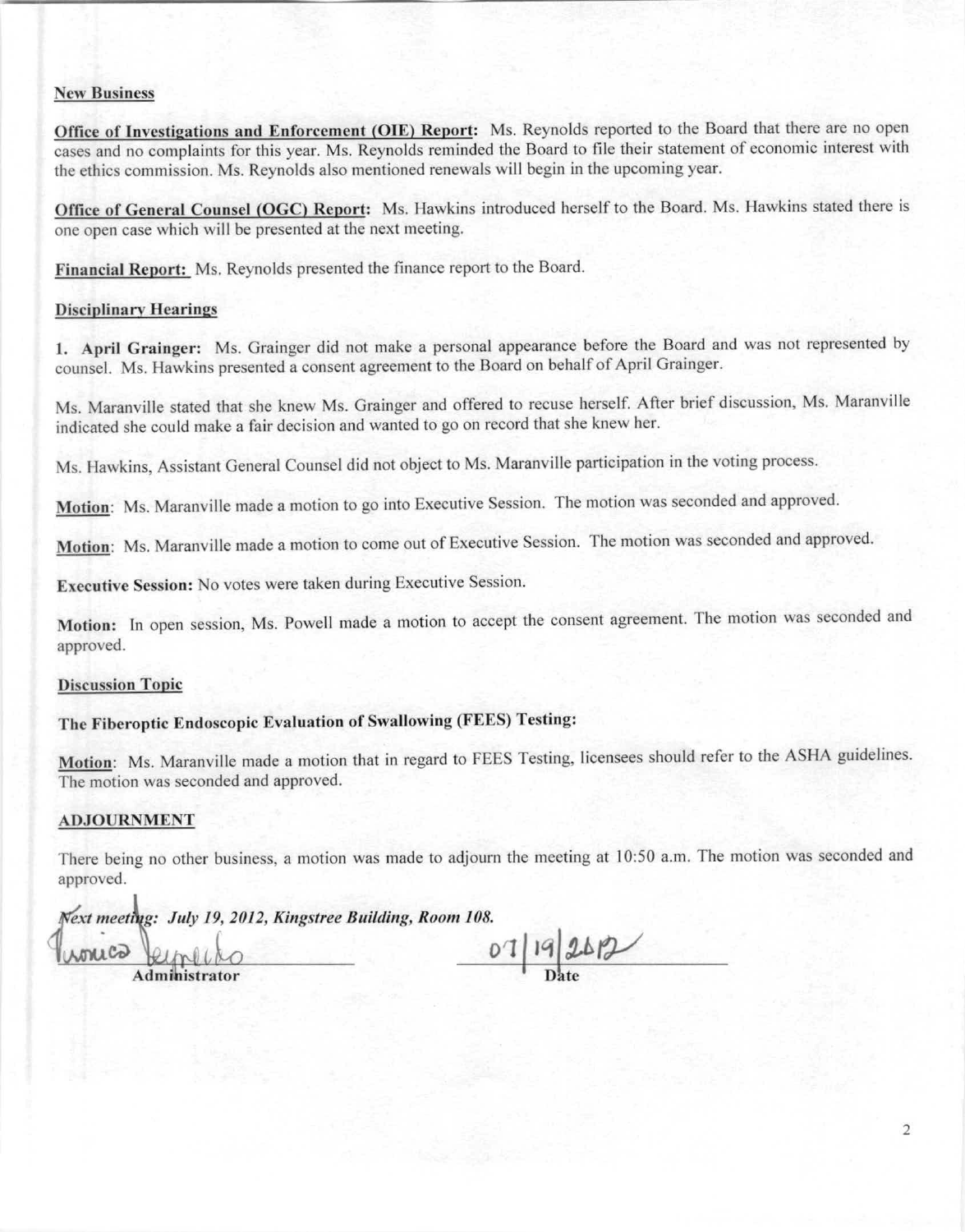## New Business

**Office of Investigations and Enforcement (OIE) Report:** Ms. Reynolds reported to the Board that there are no open cases and no complaints for this year. Ms. Reynolds reminded the Board to file their statement of economic interest with the ethics commission. Ms. Reynolds also mentioned renewals will begin in the upcoming year.

**Office of General Counsel (OGC) Report:** Ms. Hawkins introduced herself to the Board. Ms. Hawkins stated there is one open case which will be presented at the next meeting.

**Financial Report:** Ms. Reynolds presented the finance report to the Board.

## Disciplinary Hearings

**1. April Grainger:** Ms. Grainger did not make a personal appearance before the Board and was not represented by counsel. Ms. Hawkins presented a consent agreement to the Board on behalf of April Grainger.

Ms. Maranville stated that she knew Ms. Grainger and offered to recuse herself. After brief discussion, Ms. Maranville indicated she could make a fair decision and wanted to go on record that she knew her.

Ms. Hawkins, Assistant General Counsel did not object to Ms. Maranville participation in the voting process.

**Motion**: Ms. Maranville made a motion to go into Executive Session. The motion was seconded and approved.

**Motion**: Ms. Maranville made a motion to come out of Executive Session. The motion was seconded and approved.

**Executive Session:** No votes were taken during Executive Session.

**Motion:** In open session, Ms. Powell made a motion to accept the consent agreement. The motion was seconded and approved.

## Discussion Topic

### The Fiberoptic Endoscopic Evaluation of Swallowing (FEES) Testing:

**Motion**: Ms. Maranville made a motion that in regard to FEES Testing, licensees should refer to the ASHA guidelines. The motion was seconded and approved.

## ADJOURNMENT

There being no other business, a motion was made to adjourn the meeting at 10:50 a.m. The motion was seconded and approved.

***Next meeting: July 19, 2012, Kingstree Building, Room 108.***

Veronica Reynolds
**Administrator**

07/19/2012
**Date**